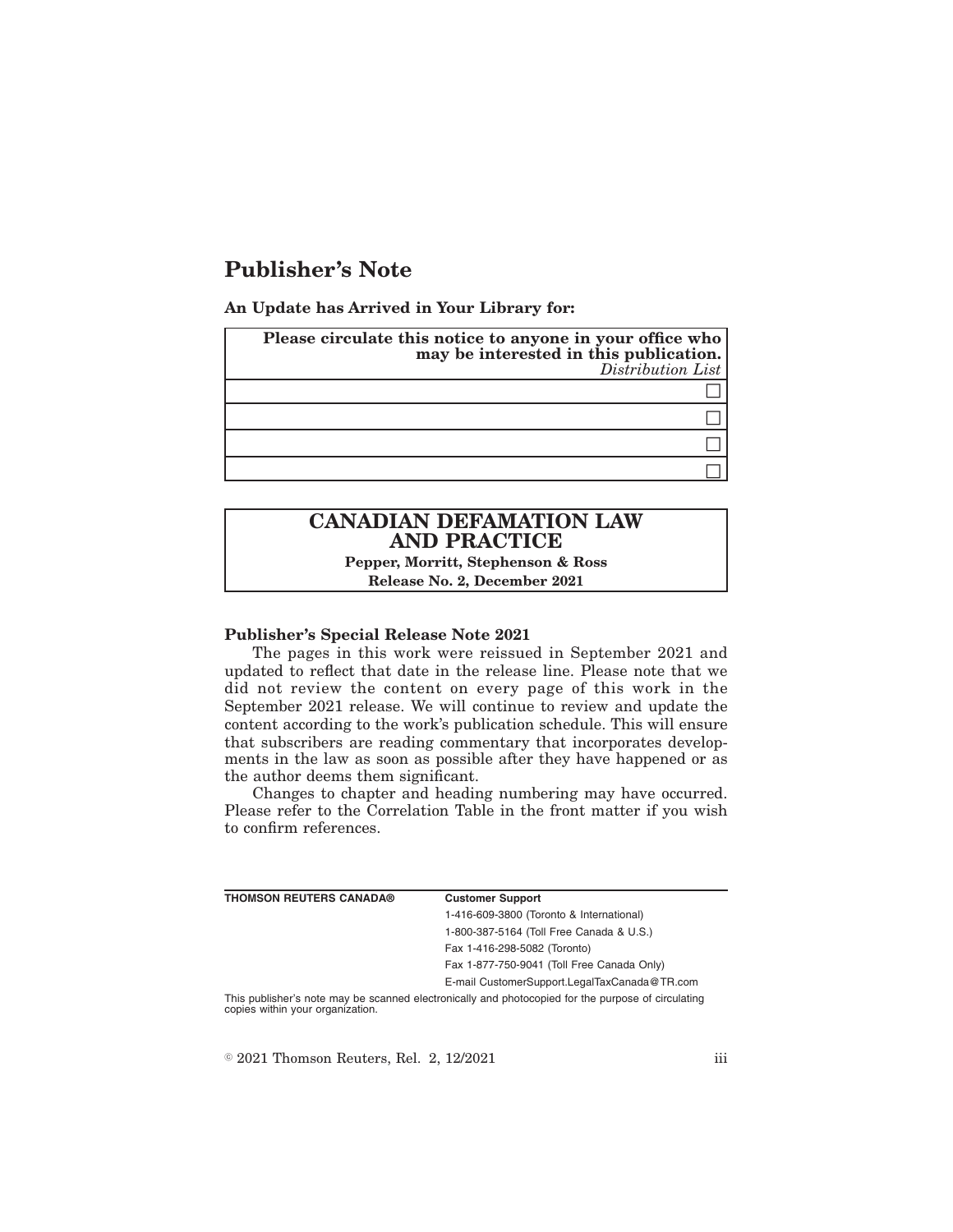# Publisher's Note

**An Update has Arrived in Your Library for:**

| **Please circulate this notice to anyone in your office who may be interested in this publication.** *Distribution List* |
|---|
| ☐ |
| ☐ |
| ☐ |
| ☐ |

## CANADIAN DEFAMATION LAW AND PRACTICE

**Pepper, Morritt, Stephenson & Ross**

**Release No. 2, December 2021**

**Publisher's Special Release Note 2021**

The pages in this work were reissued in September 2021 and updated to reflect that date in the release line. Please note that we did not review the content on every page of this work in the September 2021 release. We will continue to review and update the content according to the work's publication schedule. This will ensure that subscribers are reading commentary that incorporates developments in the law as soon as possible after they have happened or as the author deems them significant.

Changes to chapter and heading numbering may have occurred. Please refer to the Correlation Table in the front matter if you wish to confirm references.

| **THOMSON REUTERS CANADA®** | **Customer Support** |
|---|---|
| | 1-416-609-3800 (Toronto & International) |
| | 1-800-387-5164 (Toll Free Canada & U.S.) |
| | Fax 1-416-298-5082 (Toronto) |
| | Fax 1-877-750-9041 (Toll Free Canada Only) |
| | E-mail CustomerSupport.LegalTaxCanada@TR.com |

This publisher's note may be scanned electronically and photocopied for the purpose of circulating copies within your organization.

© 2021 Thomson Reuters, Rel. 2, 12/2021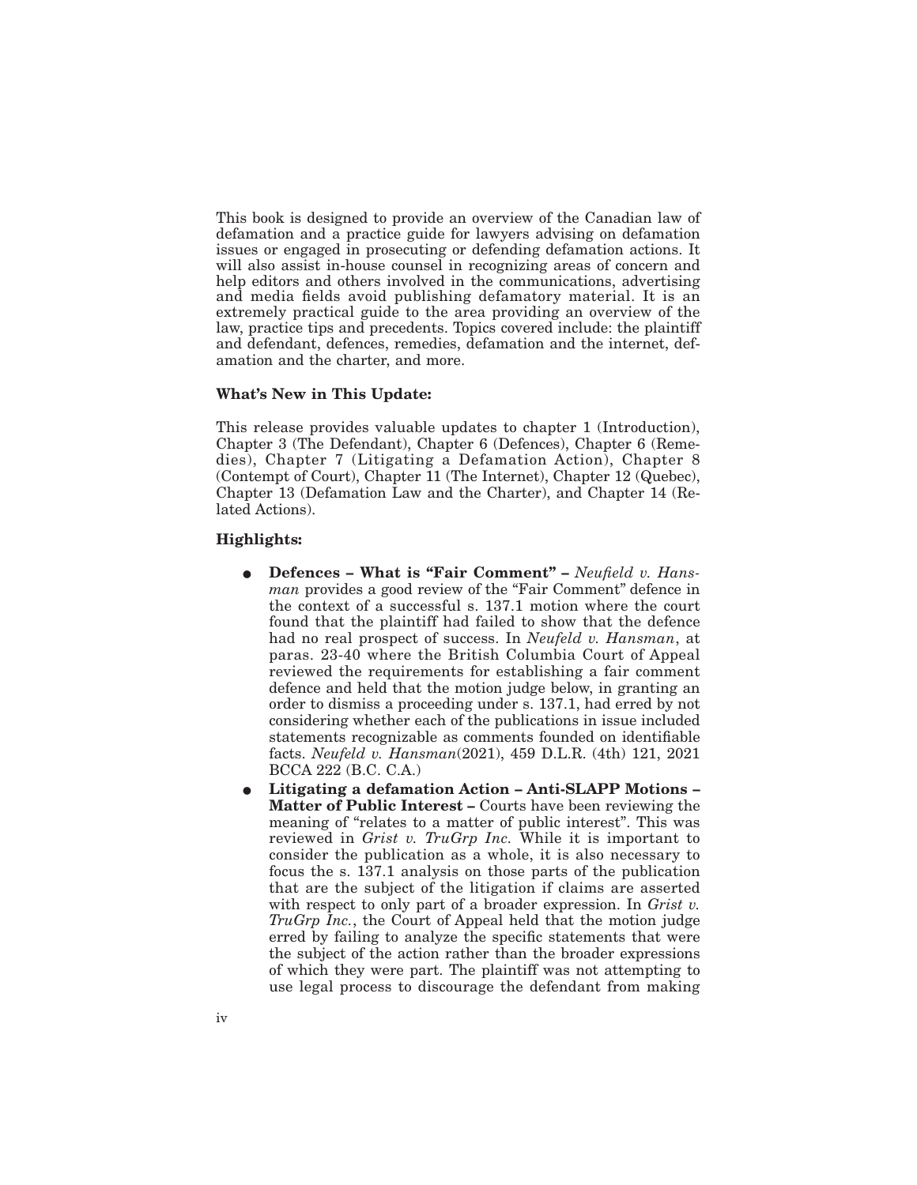This book is designed to provide an overview of the Canadian law of defamation and a practice guide for lawyers advising on defamation issues or engaged in prosecuting or defending defamation actions. It will also assist in-house counsel in recognizing areas of concern and help editors and others involved in the communications, advertising and media fields avoid publishing defamatory material. It is an extremely practical guide to the area providing an overview of the law, practice tips and precedents. Topics covered include: the plaintiff and defendant, defences, remedies, defamation and the internet, defamation and the charter, and more.

**What's New in This Update:**

This release provides valuable updates to chapter 1 (Introduction), Chapter 3 (The Defendant), Chapter 6 (Defences), Chapter 6 (Remedies), Chapter 7 (Litigating a Defamation Action), Chapter 8 (Contempt of Court), Chapter 11 (The Internet), Chapter 12 (Quebec), Chapter 13 (Defamation Law and the Charter), and Chapter 14 (Related Actions).

**Highlights:**

- **Defences – What is "Fair Comment" –** *Neufield v. Hansman* provides a good review of the "Fair Comment" defence in the context of a successful s. 137.1 motion where the court found that the plaintiff had failed to show that the defence had no real prospect of success. In *Neufeld v. Hansman*, at paras. 23-40 where the British Columbia Court of Appeal reviewed the requirements for establishing a fair comment defence and held that the motion judge below, in granting an order to dismiss a proceeding under s. 137.1, had erred by not considering whether each of the publications in issue included statements recognizable as comments founded on identifiable facts. *Neufeld v. Hansman*(2021), 459 D.L.R. (4th) 121, 2021 BCCA 222 (B.C. C.A.)
- **Litigating a defamation Action – Anti-SLAPP Motions – Matter of Public Interest –** Courts have been reviewing the meaning of "relates to a matter of public interest". This was reviewed in *Grist v. TruGrp Inc.* While it is important to consider the publication as a whole, it is also necessary to focus the s. 137.1 analysis on those parts of the publication that are the subject of the litigation if claims are asserted with respect to only part of a broader expression. In *Grist v. TruGrp Inc.*, the Court of Appeal held that the motion judge erred by failing to analyze the specific statements that were the subject of the action rather than the broader expressions of which they were part. The plaintiff was not attempting to use legal process to discourage the defendant from making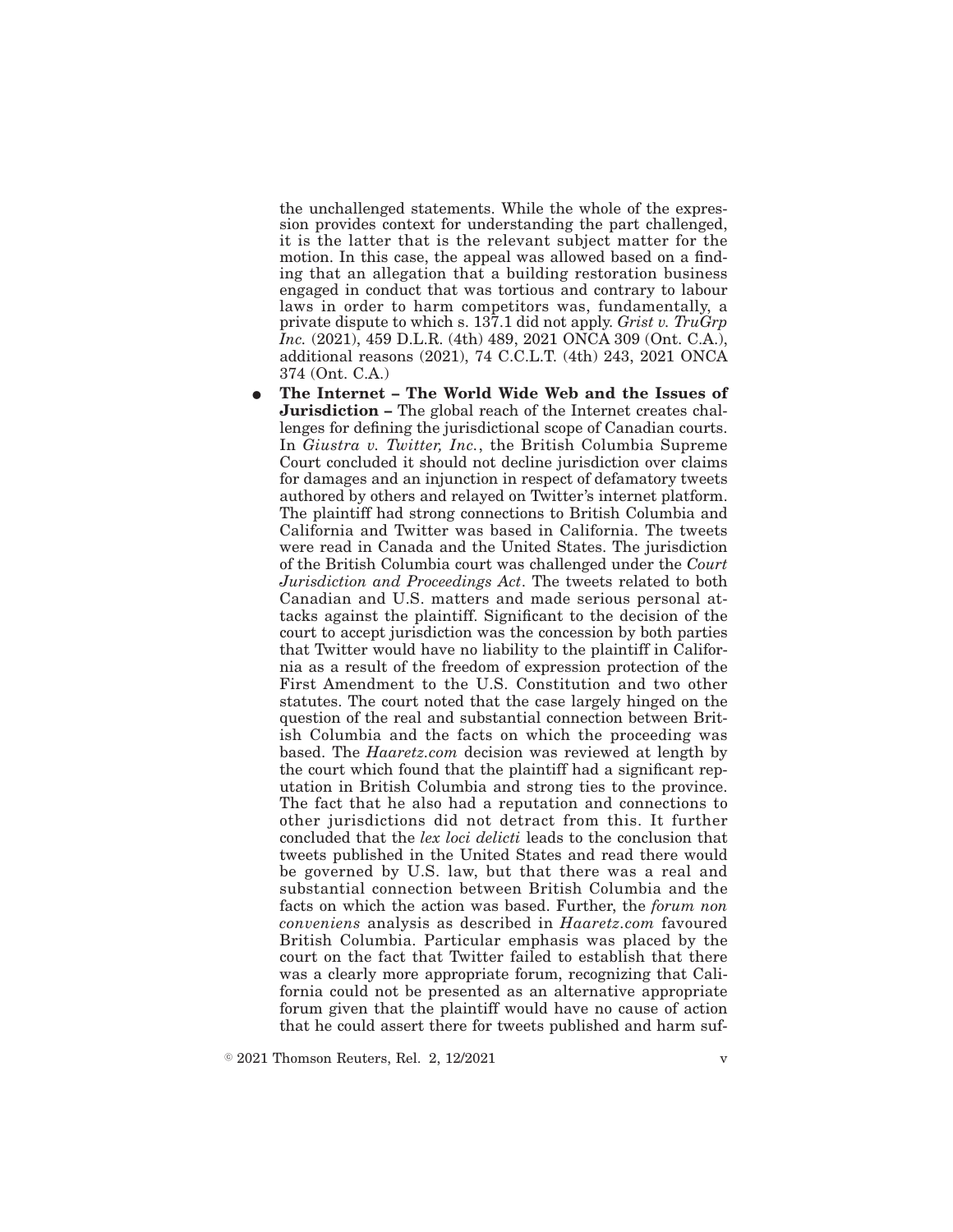the unchallenged statements. While the whole of the expression provides context for understanding the part challenged, it is the latter that is the relevant subject matter for the motion. In this case, the appeal was allowed based on a finding that an allegation that a building restoration business engaged in conduct that was tortious and contrary to labour laws in order to harm competitors was, fundamentally, a private dispute to which s. 137.1 did not apply. *Grist v. TruGrp Inc.* (2021), 459 D.L.R. (4th) 489, 2021 ONCA 309 (Ont. C.A.), additional reasons (2021), 74 C.C.L.T. (4th) 243, 2021 ONCA 374 (Ont. C.A.)

- **The Internet – The World Wide Web and the Issues of Jurisdiction –** The global reach of the Internet creates challenges for defining the jurisdictional scope of Canadian courts. In *Giustra v. Twitter, Inc.*, the British Columbia Supreme Court concluded it should not decline jurisdiction over claims for damages and an injunction in respect of defamatory tweets authored by others and relayed on Twitter's internet platform. The plaintiff had strong connections to British Columbia and California and Twitter was based in California. The tweets were read in Canada and the United States. The jurisdiction of the British Columbia court was challenged under the *Court Jurisdiction and Proceedings Act*. The tweets related to both Canadian and U.S. matters and made serious personal attacks against the plaintiff. Significant to the decision of the court to accept jurisdiction was the concession by both parties that Twitter would have no liability to the plaintiff in California as a result of the freedom of expression protection of the First Amendment to the U.S. Constitution and two other statutes. The court noted that the case largely hinged on the question of the real and substantial connection between British Columbia and the facts on which the proceeding was based. The *Haaretz.com* decision was reviewed at length by the court which found that the plaintiff had a significant reputation in British Columbia and strong ties to the province. The fact that he also had a reputation and connections to other jurisdictions did not detract from this. It further concluded that the *lex loci delicti* leads to the conclusion that tweets published in the United States and read there would be governed by U.S. law, but that there was a real and substantial connection between British Columbia and the facts on which the action was based. Further, the *forum non conveniens* analysis as described in *Haaretz.com* favoured British Columbia. Particular emphasis was placed by the court on the fact that Twitter failed to establish that there was a clearly more appropriate forum, recognizing that California could not be presented as an alternative appropriate forum given that the plaintiff would have no cause of action that he could assert there for tweets published and harm suf-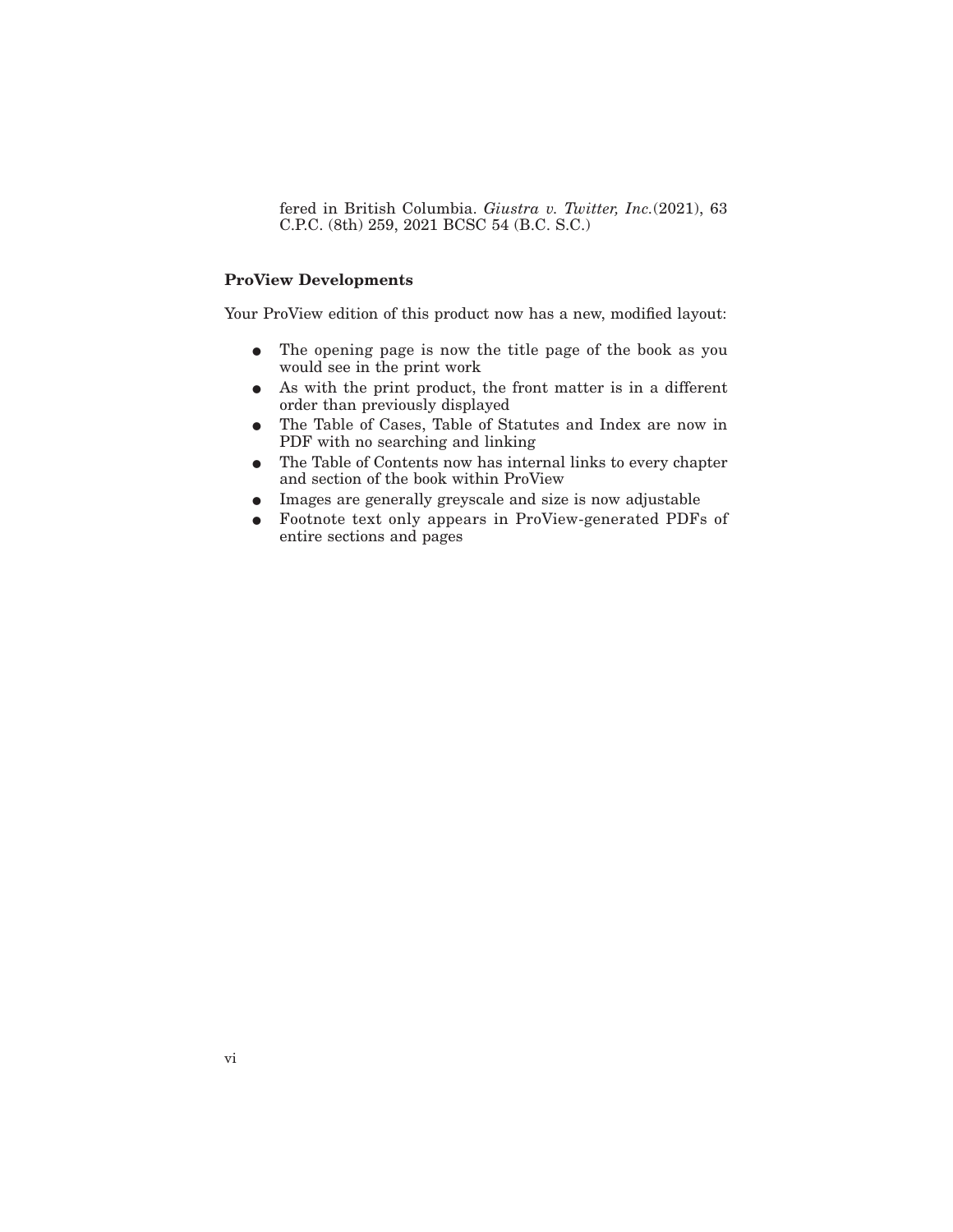fered in British Columbia. *Giustra v. Twitter, Inc.*(2021), 63 C.P.C. (8th) 259, 2021 BCSC 54 (B.C. S.C.)

**ProView Developments**

Your ProView edition of this product now has a new, modified layout:

- The opening page is now the title page of the book as you would see in the print work
- As with the print product, the front matter is in a different order than previously displayed
- The Table of Cases, Table of Statutes and Index are now in PDF with no searching and linking
- The Table of Contents now has internal links to every chapter and section of the book within ProView
- Images are generally greyscale and size is now adjustable
- Footnote text only appears in ProView-generated PDFs of entire sections and pages